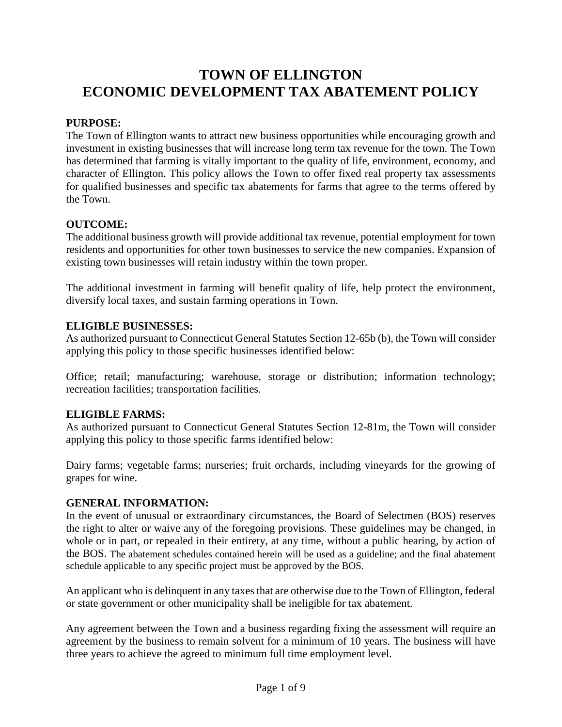# TOWN OF ELLINGTON
# ECONOMIC DEVELOPMENT TAX ABATEMENT POLICY

**PURPOSE:**
The Town of Ellington wants to attract new business opportunities while encouraging growth and investment in existing businesses that will increase long term tax revenue for the town. The Town has determined that farming is vitally important to the quality of life, environment, economy, and character of Ellington. This policy allows the Town to offer fixed real property tax assessments for qualified businesses and specific tax abatements for farms that agree to the terms offered by the Town.

**OUTCOME:**
The additional business growth will provide additional tax revenue, potential employment for town residents and opportunities for other town businesses to service the new companies. Expansion of existing town businesses will retain industry within the town proper.

The additional investment in farming will benefit quality of life, help protect the environment, diversify local taxes, and sustain farming operations in Town.

**ELIGIBLE BUSINESSES:**
As authorized pursuant to Connecticut General Statutes Section 12-65b (b), the Town will consider applying this policy to those specific businesses identified below:

Office; retail; manufacturing; warehouse, storage or distribution; information technology; recreation facilities; transportation facilities.

**ELIGIBLE FARMS:**
As authorized pursuant to Connecticut General Statutes Section 12-81m, the Town will consider applying this policy to those specific farms identified below:

Dairy farms; vegetable farms; nurseries; fruit orchards, including vineyards for the growing of grapes for wine.

**GENERAL INFORMATION:**
In the event of unusual or extraordinary circumstances, the Board of Selectmen (BOS) reserves the right to alter or waive any of the foregoing provisions. These guidelines may be changed, in whole or in part, or repealed in their entirety, at any time, without a public hearing, by action of the BOS. The abatement schedules contained herein will be used as a guideline; and the final abatement schedule applicable to any specific project must be approved by the BOS.

An applicant who is delinquent in any taxes that are otherwise due to the Town of Ellington, federal or state government or other municipality shall be ineligible for tax abatement.

Any agreement between the Town and a business regarding fixing the assessment will require an agreement by the business to remain solvent for a minimum of 10 years. The business will have three years to achieve the agreed to minimum full time employment level.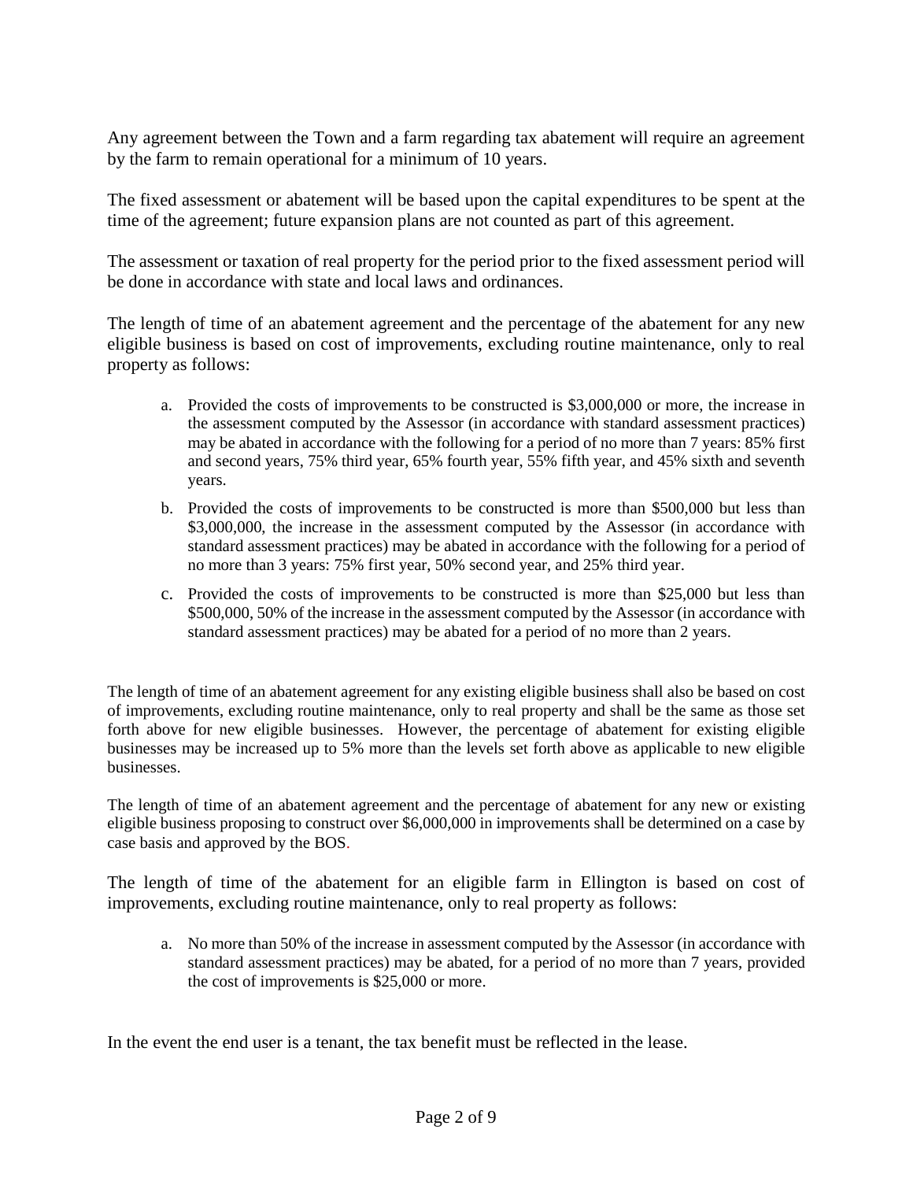Any agreement between the Town and a farm regarding tax abatement will require an agreement by the farm to remain operational for a minimum of 10 years.

The fixed assessment or abatement will be based upon the capital expenditures to be spent at the time of the agreement; future expansion plans are not counted as part of this agreement.

The assessment or taxation of real property for the period prior to the fixed assessment period will be done in accordance with state and local laws and ordinances.

The length of time of an abatement agreement and the percentage of the abatement for any new eligible business is based on cost of improvements, excluding routine maintenance, only to real property as follows:

a. Provided the costs of improvements to be constructed is $3,000,000 or more, the increase in the assessment computed by the Assessor (in accordance with standard assessment practices) may be abated in accordance with the following for a period of no more than 7 years: 85% first and second years, 75% third year, 65% fourth year, 55% fifth year, and 45% sixth and seventh years.

b. Provided the costs of improvements to be constructed is more than $500,000 but less than $3,000,000, the increase in the assessment computed by the Assessor (in accordance with standard assessment practices) may be abated in accordance with the following for a period of no more than 3 years: 75% first year, 50% second year, and 25% third year.

c. Provided the costs of improvements to be constructed is more than $25,000 but less than $500,000, 50% of the increase in the assessment computed by the Assessor (in accordance with standard assessment practices) may be abated for a period of no more than 2 years.

The length of time of an abatement agreement for any existing eligible business shall also be based on cost of improvements, excluding routine maintenance, only to real property and shall be the same as those set forth above for new eligible businesses. However, the percentage of abatement for existing eligible businesses may be increased up to 5% more than the levels set forth above as applicable to new eligible businesses.

The length of time of an abatement agreement and the percentage of abatement for any new or existing eligible business proposing to construct over $6,000,000 in improvements shall be determined on a case by case basis and approved by the BOS.

The length of time of the abatement for an eligible farm in Ellington is based on cost of improvements, excluding routine maintenance, only to real property as follows:

a. No more than 50% of the increase in assessment computed by the Assessor (in accordance with standard assessment practices) may be abated, for a period of no more than 7 years, provided the cost of improvements is $25,000 or more.

In the event the end user is a tenant, the tax benefit must be reflected in the lease.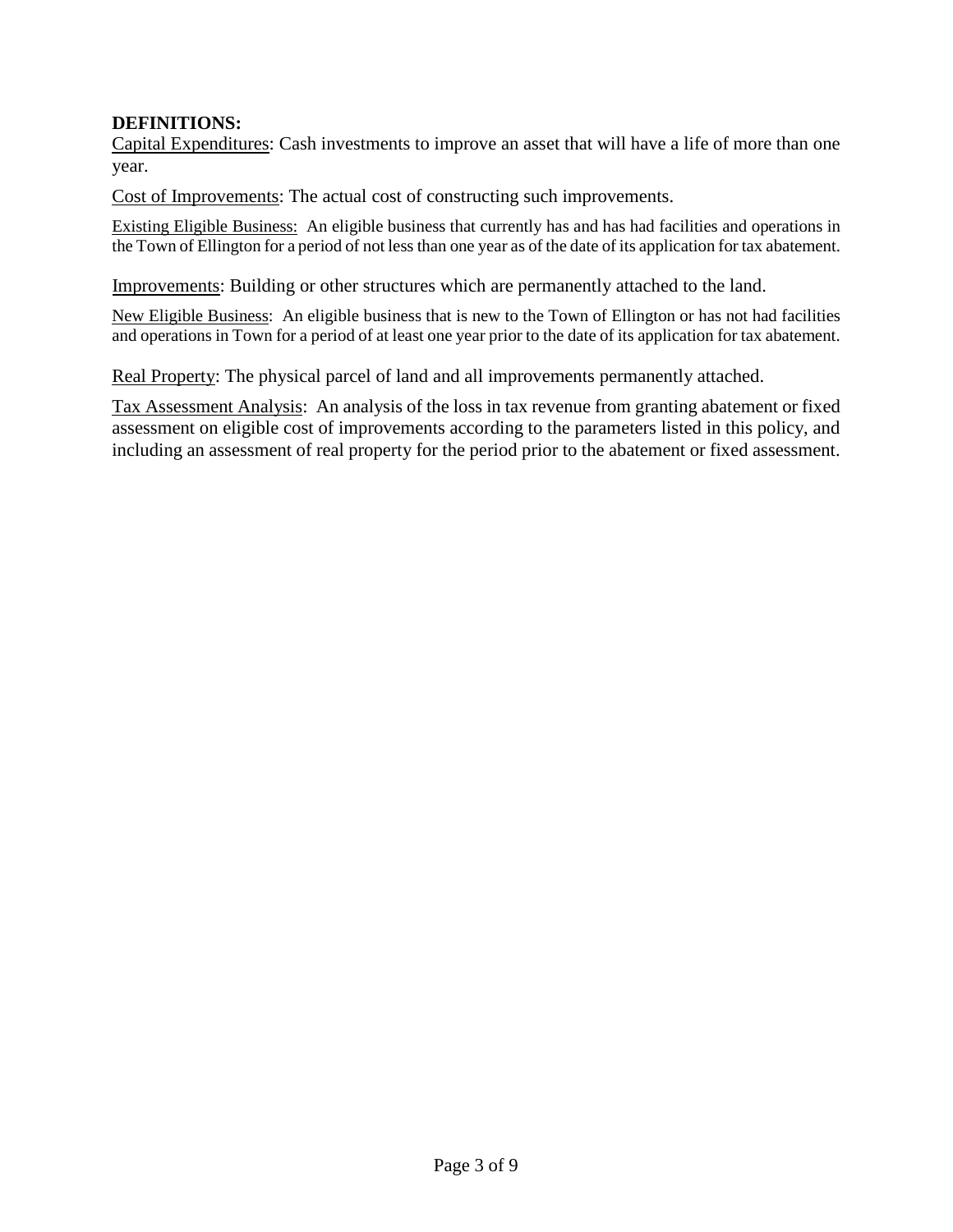**DEFINITIONS:**

Capital Expenditures: Cash investments to improve an asset that will have a life of more than one year.

Cost of Improvements: The actual cost of constructing such improvements.

Existing Eligible Business: An eligible business that currently has and has had facilities and operations in the Town of Ellington for a period of not less than one year as of the date of its application for tax abatement.

Improvements: Building or other structures which are permanently attached to the land.

New Eligible Business: An eligible business that is new to the Town of Ellington or has not had facilities and operations in Town for a period of at least one year prior to the date of its application for tax abatement.

Real Property: The physical parcel of land and all improvements permanently attached.

Tax Assessment Analysis: An analysis of the loss in tax revenue from granting abatement or fixed assessment on eligible cost of improvements according to the parameters listed in this policy, and including an assessment of real property for the period prior to the abatement or fixed assessment.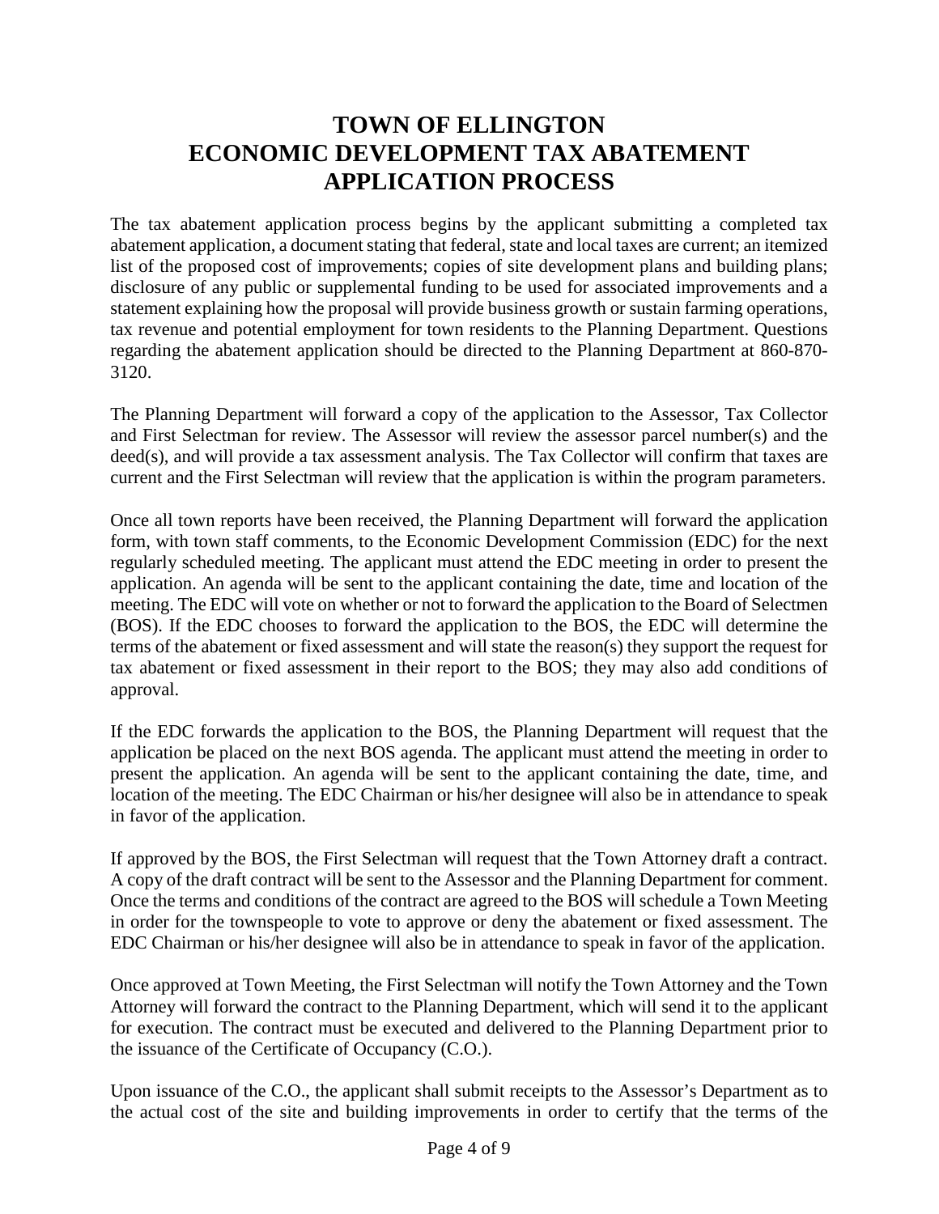# TOWN OF ELLINGTON
# ECONOMIC DEVELOPMENT TAX ABATEMENT APPLICATION PROCESS

The tax abatement application process begins by the applicant submitting a completed tax abatement application, a document stating that federal, state and local taxes are current; an itemized list of the proposed cost of improvements; copies of site development plans and building plans; disclosure of any public or supplemental funding to be used for associated improvements and a statement explaining how the proposal will provide business growth or sustain farming operations, tax revenue and potential employment for town residents to the Planning Department. Questions regarding the abatement application should be directed to the Planning Department at 860-870-3120.

The Planning Department will forward a copy of the application to the Assessor, Tax Collector and First Selectman for review. The Assessor will review the assessor parcel number(s) and the deed(s), and will provide a tax assessment analysis. The Tax Collector will confirm that taxes are current and the First Selectman will review that the application is within the program parameters.

Once all town reports have been received, the Planning Department will forward the application form, with town staff comments, to the Economic Development Commission (EDC) for the next regularly scheduled meeting. The applicant must attend the EDC meeting in order to present the application. An agenda will be sent to the applicant containing the date, time and location of the meeting. The EDC will vote on whether or not to forward the application to the Board of Selectmen (BOS). If the EDC chooses to forward the application to the BOS, the EDC will determine the terms of the abatement or fixed assessment and will state the reason(s) they support the request for tax abatement or fixed assessment in their report to the BOS; they may also add conditions of approval.

If the EDC forwards the application to the BOS, the Planning Department will request that the application be placed on the next BOS agenda. The applicant must attend the meeting in order to present the application. An agenda will be sent to the applicant containing the date, time, and location of the meeting. The EDC Chairman or his/her designee will also be in attendance to speak in favor of the application.

If approved by the BOS, the First Selectman will request that the Town Attorney draft a contract. A copy of the draft contract will be sent to the Assessor and the Planning Department for comment. Once the terms and conditions of the contract are agreed to the BOS will schedule a Town Meeting in order for the townspeople to vote to approve or deny the abatement or fixed assessment. The EDC Chairman or his/her designee will also be in attendance to speak in favor of the application.

Once approved at Town Meeting, the First Selectman will notify the Town Attorney and the Town Attorney will forward the contract to the Planning Department, which will send it to the applicant for execution. The contract must be executed and delivered to the Planning Department prior to the issuance of the Certificate of Occupancy (C.O.).

Upon issuance of the C.O., the applicant shall submit receipts to the Assessor's Department as to the actual cost of the site and building improvements in order to certify that the terms of the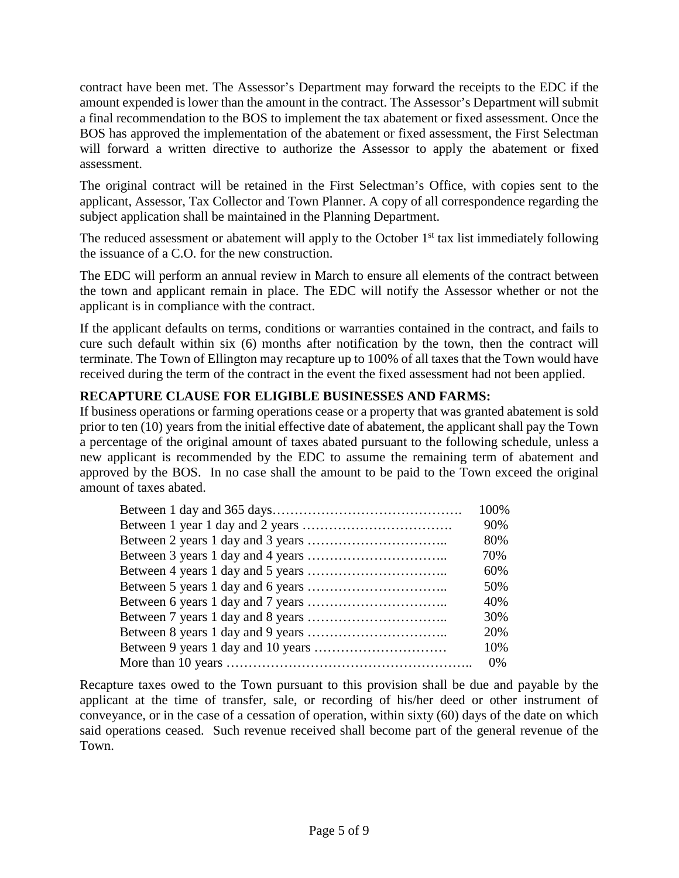contract have been met. The Assessor's Department may forward the receipts to the EDC if the amount expended is lower than the amount in the contract. The Assessor's Department will submit a final recommendation to the BOS to implement the tax abatement or fixed assessment. Once the BOS has approved the implementation of the abatement or fixed assessment, the First Selectman will forward a written directive to authorize the Assessor to apply the abatement or fixed assessment.

The original contract will be retained in the First Selectman's Office, with copies sent to the applicant, Assessor, Tax Collector and Town Planner. A copy of all correspondence regarding the subject application shall be maintained in the Planning Department.

The reduced assessment or abatement will apply to the October 1st tax list immediately following the issuance of a C.O. for the new construction.

The EDC will perform an annual review in March to ensure all elements of the contract between the town and applicant remain in place. The EDC will notify the Assessor whether or not the applicant is in compliance with the contract.

If the applicant defaults on terms, conditions or warranties contained in the contract, and fails to cure such default within six (6) months after notification by the town, then the contract will terminate. The Town of Ellington may recapture up to 100% of all taxes that the Town would have received during the term of the contract in the event the fixed assessment had not been applied.

**RECAPTURE CLAUSE FOR ELIGIBLE BUSINESSES AND FARMS:**

If business operations or farming operations cease or a property that was granted abatement is sold prior to ten (10) years from the initial effective date of abatement, the applicant shall pay the Town a percentage of the original amount of taxes abated pursuant to the following schedule, unless a new applicant is recommended by the EDC to assume the remaining term of abatement and approved by the BOS. In no case shall the amount to be paid to the Town exceed the original amount of taxes abated.

| Period | Percentage |
|---|---|
| Between 1 day and 365 days | 100% |
| Between 1 year 1 day and 2 years | 90% |
| Between 2 years 1 day and 3 years | 80% |
| Between 3 years 1 day and 4 years | 70% |
| Between 4 years 1 day and 5 years | 60% |
| Between 5 years 1 day and 6 years | 50% |
| Between 6 years 1 day and 7 years | 40% |
| Between 7 years 1 day and 8 years | 30% |
| Between 8 years 1 day and 9 years | 20% |
| Between 9 years 1 day and 10 years | 10% |
| More than 10 years | 0% |

Recapture taxes owed to the Town pursuant to this provision shall be due and payable by the applicant at the time of transfer, sale, or recording of his/her deed or other instrument of conveyance, or in the case of a cessation of operation, within sixty (60) days of the date on which said operations ceased. Such revenue received shall become part of the general revenue of the Town.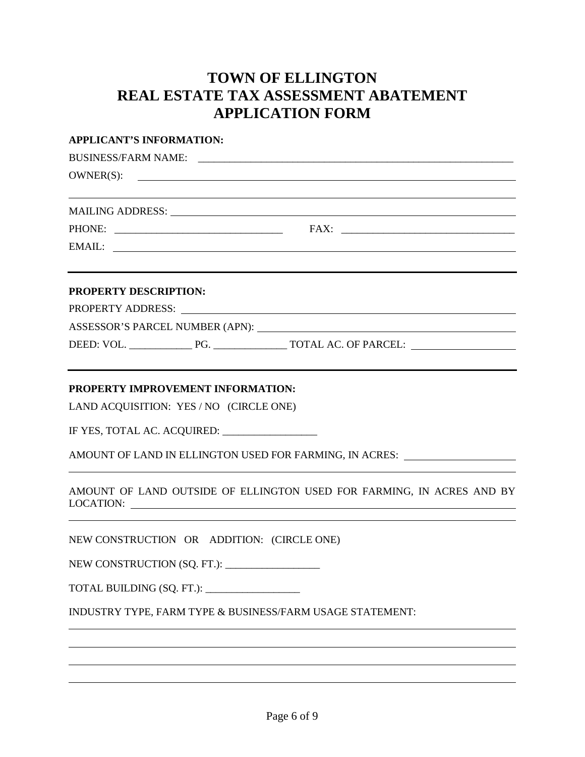# TOWN OF ELLINGTON
# REAL ESTATE TAX ASSESSMENT ABATEMENT
# APPLICATION FORM

**APPLICANT'S INFORMATION:**

BUSINESS/FARM NAME: ______________________________________________________________

OWNER(S): ______________________________________________________________

______________________________________________________________

MAILING ADDRESS: ______________________________________________________________

PHONE: ________________________________ FAX: ________________________________

EMAIL: ______________________________________________________________

---

**PROPERTY DESCRIPTION:**

PROPERTY ADDRESS: ______________________________________________________________

ASSESSOR'S PARCEL NUMBER (APN): ______________________________________________

DEED: VOL. ____________ PG. ______________ TOTAL AC. OF PARCEL: ____________________

---

**PROPERTY IMPROVEMENT INFORMATION:**

LAND ACQUISITION: YES / NO (CIRCLE ONE)

IF YES, TOTAL AC. ACQUIRED: __________________

AMOUNT OF LAND IN ELLINGTON USED FOR FARMING, IN ACRES: ____________________

______________________________________________________________

AMOUNT OF LAND OUTSIDE OF ELLINGTON USED FOR FARMING, IN ACRES AND BY LOCATION: ______________________________________________________________

______________________________________________________________

NEW CONSTRUCTION OR ADDITION: (CIRCLE ONE)

NEW CONSTRUCTION (SQ. FT.): __________________

TOTAL BUILDING (SQ. FT.): __________________

INDUSTRY TYPE, FARM TYPE & BUSINESS/FARM USAGE STATEMENT:

______________________________________________________________

______________________________________________________________

______________________________________________________________

______________________________________________________________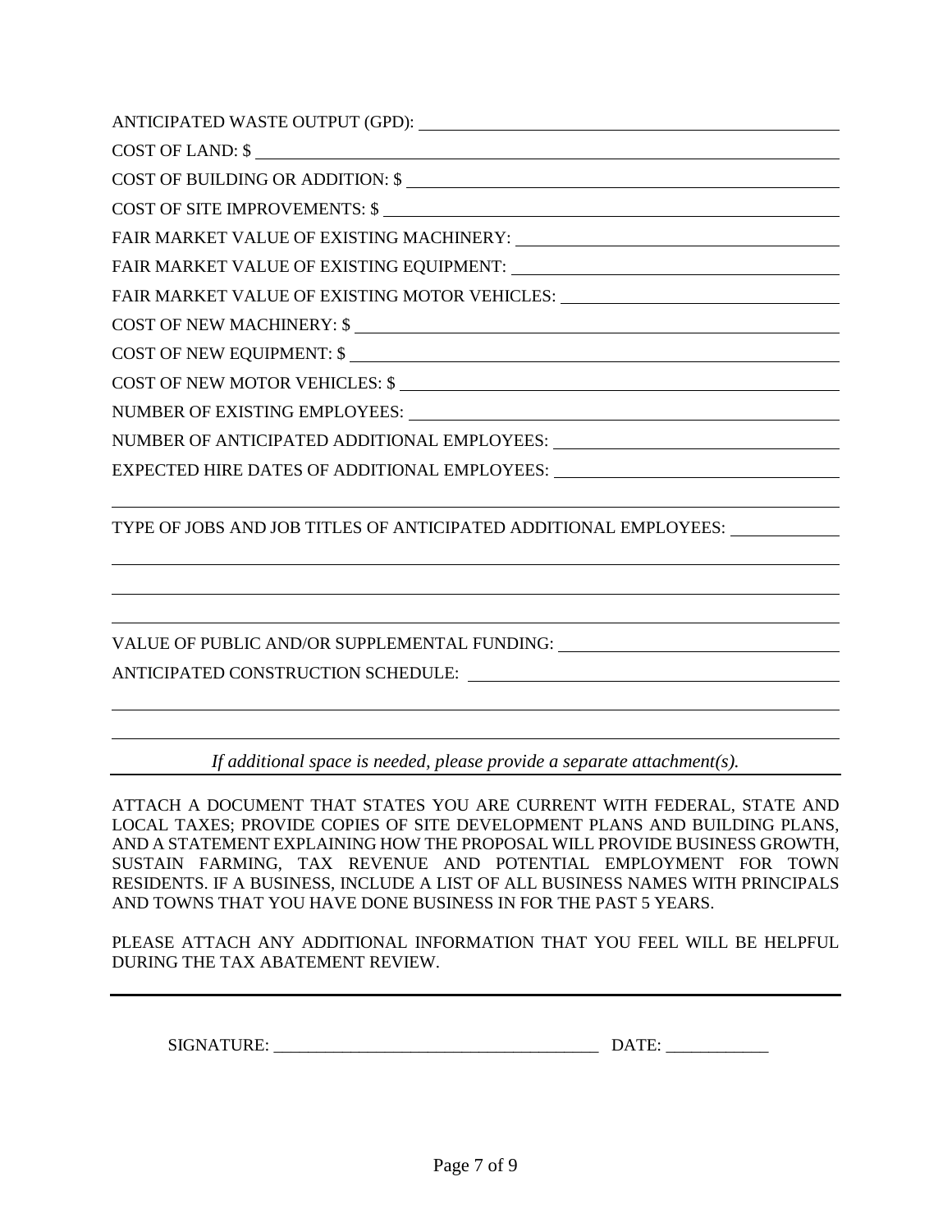ANTICIPATED WASTE OUTPUT (GPD): ____________________

COST OF LAND: $ ____________________

COST OF BUILDING OR ADDITION: $ ____________________

COST OF SITE IMPROVEMENTS: $ ____________________

FAIR MARKET VALUE OF EXISTING MACHINERY: ____________________

FAIR MARKET VALUE OF EXISTING EQUIPMENT: ____________________

FAIR MARKET VALUE OF EXISTING MOTOR VEHICLES: ____________________

COST OF NEW MACHINERY: $ ____________________

COST OF NEW EQUIPMENT: $ ____________________

COST OF NEW MOTOR VEHICLES: $ ____________________

NUMBER OF EXISTING EMPLOYEES: ____________________

NUMBER OF ANTICIPATED ADDITIONAL EMPLOYEES: ____________________

EXPECTED HIRE DATES OF ADDITIONAL EMPLOYEES: ____________________

____________________________________________________________

TYPE OF JOBS AND JOB TITLES OF ANTICIPATED ADDITIONAL EMPLOYEES: ____________

____________________________________________________________

____________________________________________________________

____________________________________________________________

VALUE OF PUBLIC AND/OR SUPPLEMENTAL FUNDING: ____________________

ANTICIPATED CONSTRUCTION SCHEDULE: ____________________

____________________________________________________________

____________________________________________________________

*If additional space is needed, please provide a separate attachment(s).*

---

ATTACH A DOCUMENT THAT STATES YOU ARE CURRENT WITH FEDERAL, STATE AND LOCAL TAXES; PROVIDE COPIES OF SITE DEVELOPMENT PLANS AND BUILDING PLANS, AND A STATEMENT EXPLAINING HOW THE PROPOSAL WILL PROVIDE BUSINESS GROWTH, SUSTAIN FARMING, TAX REVENUE AND POTENTIAL EMPLOYMENT FOR TOWN RESIDENTS. IF A BUSINESS, INCLUDE A LIST OF ALL BUSINESS NAMES WITH PRINCIPALS AND TOWNS THAT YOU HAVE DONE BUSINESS IN FOR THE PAST 5 YEARS.

PLEASE ATTACH ANY ADDITIONAL INFORMATION THAT YOU FEEL WILL BE HELPFUL DURING THE TAX ABATEMENT REVIEW.

---

SIGNATURE: ______________________________________ DATE: ____________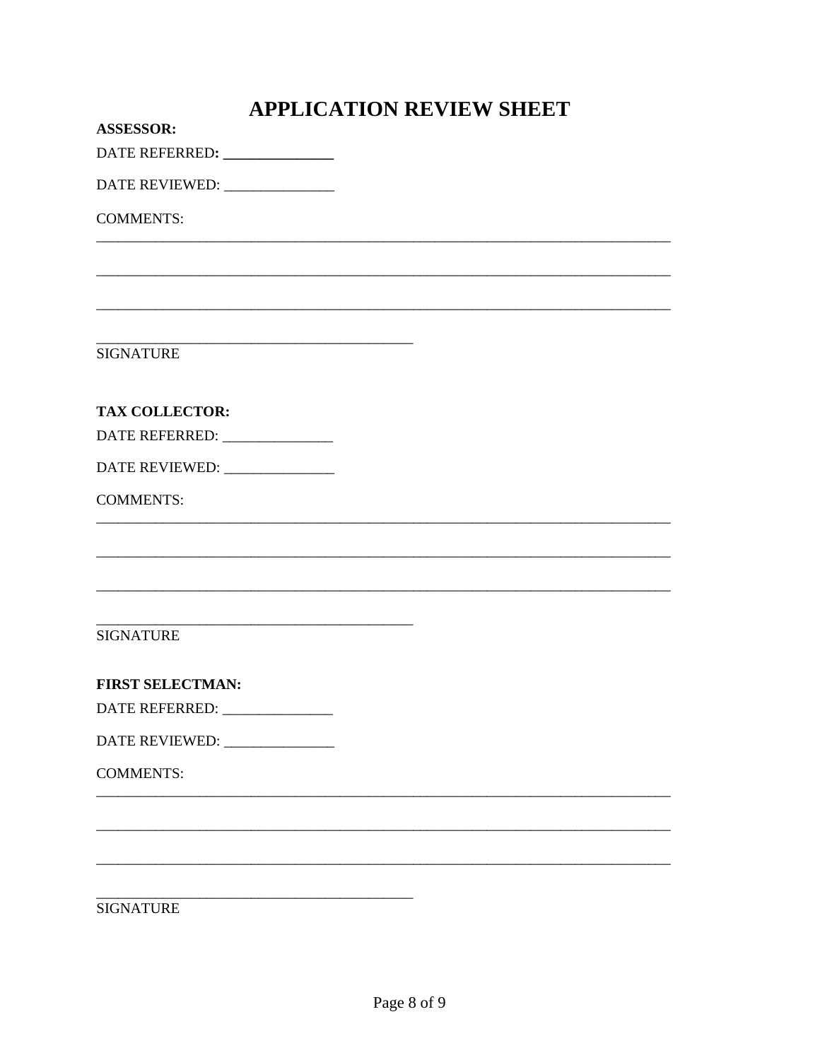# APPLICATION REVIEW SHEET

**ASSESSOR:**

DATE REFERRED: _______________

DATE REVIEWED: _______________

COMMENTS:

_______________________________________________________________________________

_______________________________________________________________________________

_______________________________________________________________________________

_____________________________________________
SIGNATURE

**TAX COLLECTOR:**

DATE REFERRED: _______________

DATE REVIEWED: _______________

COMMENTS:

_______________________________________________________________________________

_______________________________________________________________________________

_______________________________________________________________________________

_____________________________________________
SIGNATURE

**FIRST SELECTMAN:**

DATE REFERRED: _______________

DATE REVIEWED: _______________

COMMENTS:

_______________________________________________________________________________

_______________________________________________________________________________

_______________________________________________________________________________

_____________________________________________
SIGNATURE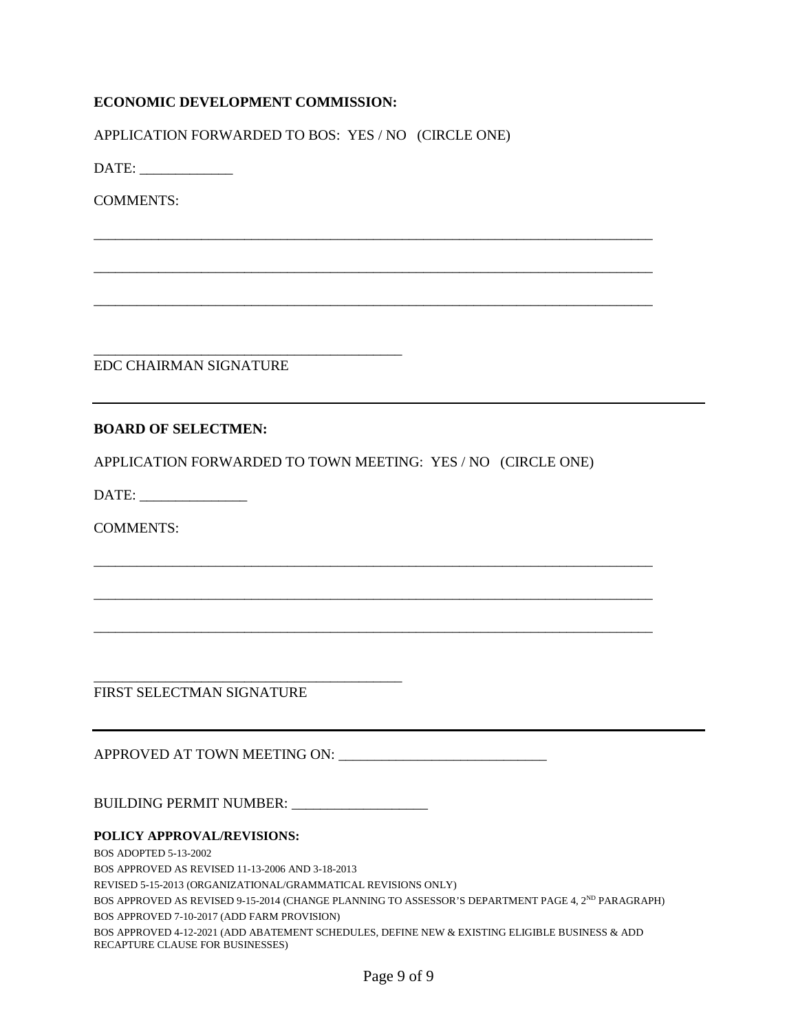**ECONOMIC DEVELOPMENT COMMISSION:**

APPLICATION FORWARDED TO BOS: YES / NO (CIRCLE ONE)

DATE: _____________

COMMENTS:

_______________________________________________________________________________

_______________________________________________________________________________

_______________________________________________________________________________

____________________________________________
EDC CHAIRMAN SIGNATURE

---

**BOARD OF SELECTMEN:**

APPLICATION FORWARDED TO TOWN MEETING: YES / NO (CIRCLE ONE)

DATE: _______________

COMMENTS:

_______________________________________________________________________________

_______________________________________________________________________________

_______________________________________________________________________________

____________________________________________
FIRST SELECTMAN SIGNATURE

---

APPROVED AT TOWN MEETING ON: _____________________________

BUILDING PERMIT NUMBER: ___________________

**POLICY APPROVAL/REVISIONS:**

BOS ADOPTED 5-13-2002

BOS APPROVED AS REVISED 11-13-2006 AND 3-18-2013

REVISED 5-15-2013 (ORGANIZATIONAL/GRAMMATICAL REVISIONS ONLY)

BOS APPROVED AS REVISED 9-15-2014 (CHANGE PLANNING TO ASSESSOR'S DEPARTMENT PAGE 4, 2ND PARAGRAPH)

BOS APPROVED 7-10-2017 (ADD FARM PROVISION)

BOS APPROVED 4-12-2021 (ADD ABATEMENT SCHEDULES, DEFINE NEW & EXISTING ELIGIBLE BUSINESS & ADD RECAPTURE CLAUSE FOR BUSINESSES)